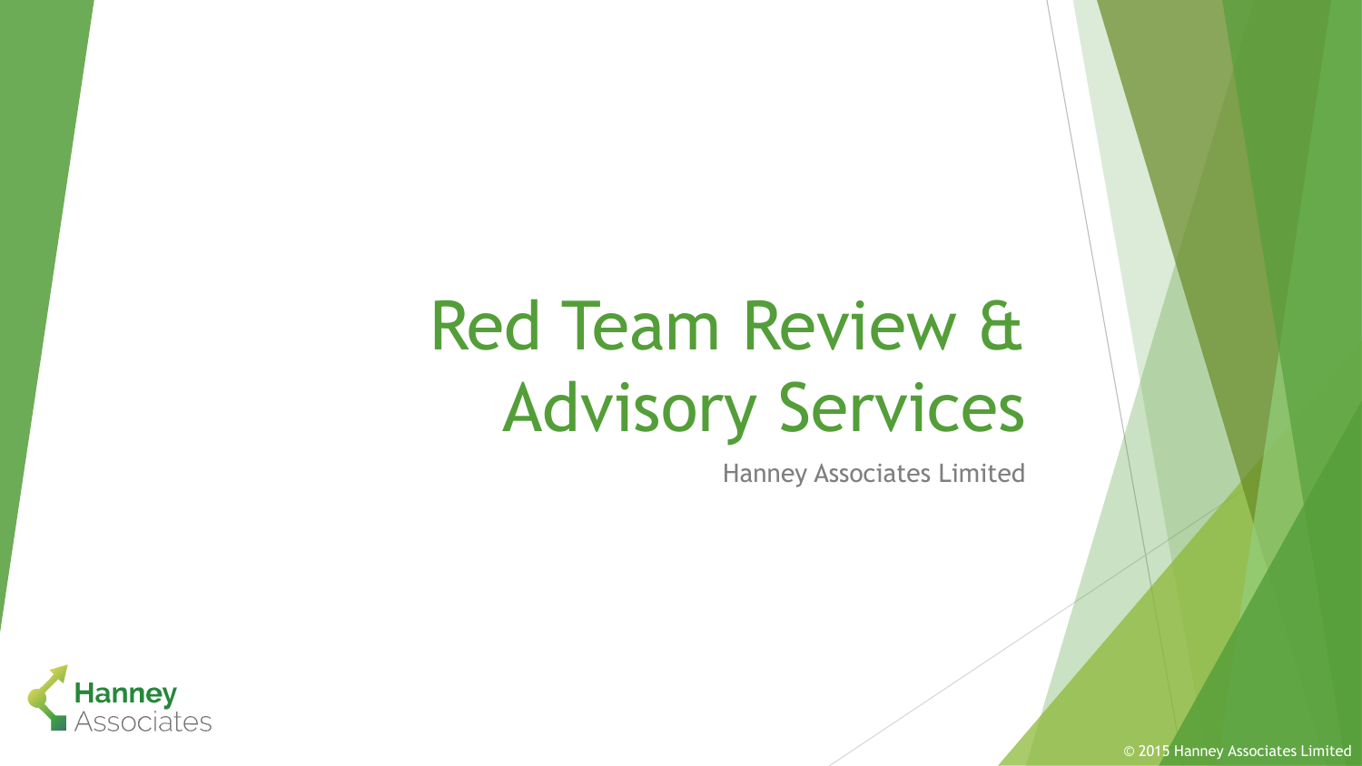# Red Team Review & Advisory Services

Hanney Associates Limited

Hanney Associates

© 2015 Hanney Associates Limited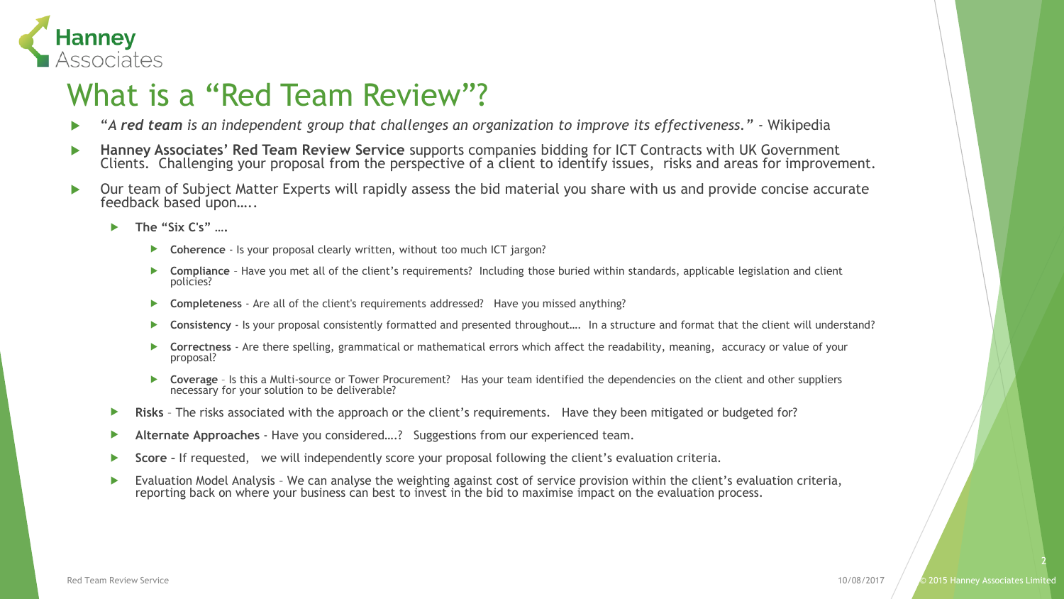# What is a "Red Team Review"?

- "*A **red team** is an independent group that challenges an organization to improve its effectiveness.*" - Wikipedia
- **Hanney Associates' Red Team Review Service** supports companies bidding for ICT Contracts with UK Government Clients. Challenging your proposal from the perspective of a client to identify issues, risks and areas for improvement.
- Our team of Subject Matter Experts will rapidly assess the bid material you share with us and provide concise accurate feedback based upon…..
  - **The "Six C's"** ….
    - **Coherence** - Is your proposal clearly written, without too much ICT jargon?
    - **Compliance** – Have you met all of the client's requirements? Including those buried within standards, applicable legislation and client policies?
    - **Completeness** - Are all of the client's requirements addressed? Have you missed anything?
    - **Consistency** - Is your proposal consistently formatted and presented throughout…. In a structure and format that the client will understand?
    - **Correctness** - Are there spelling, grammatical or mathematical errors which affect the readability, meaning, accuracy or value of your proposal?
    - **Coverage** – Is this a Multi-source or Tower Procurement? Has your team identified the dependencies on the client and other suppliers necessary for your solution to be deliverable?
  - **Risks** – The risks associated with the approach or the client's requirements. Have they been mitigated or budgeted for?
  - **Alternate Approaches** - Have you considered….? Suggestions from our experienced team.
  - **Score –** If requested, we will independently score your proposal following the client's evaluation criteria.
  - Evaluation Model Analysis – We can analyse the weighting against cost of service provision within the client's evaluation criteria, reporting back on where your business can best to invest in the bid to maximise impact on the evaluation process.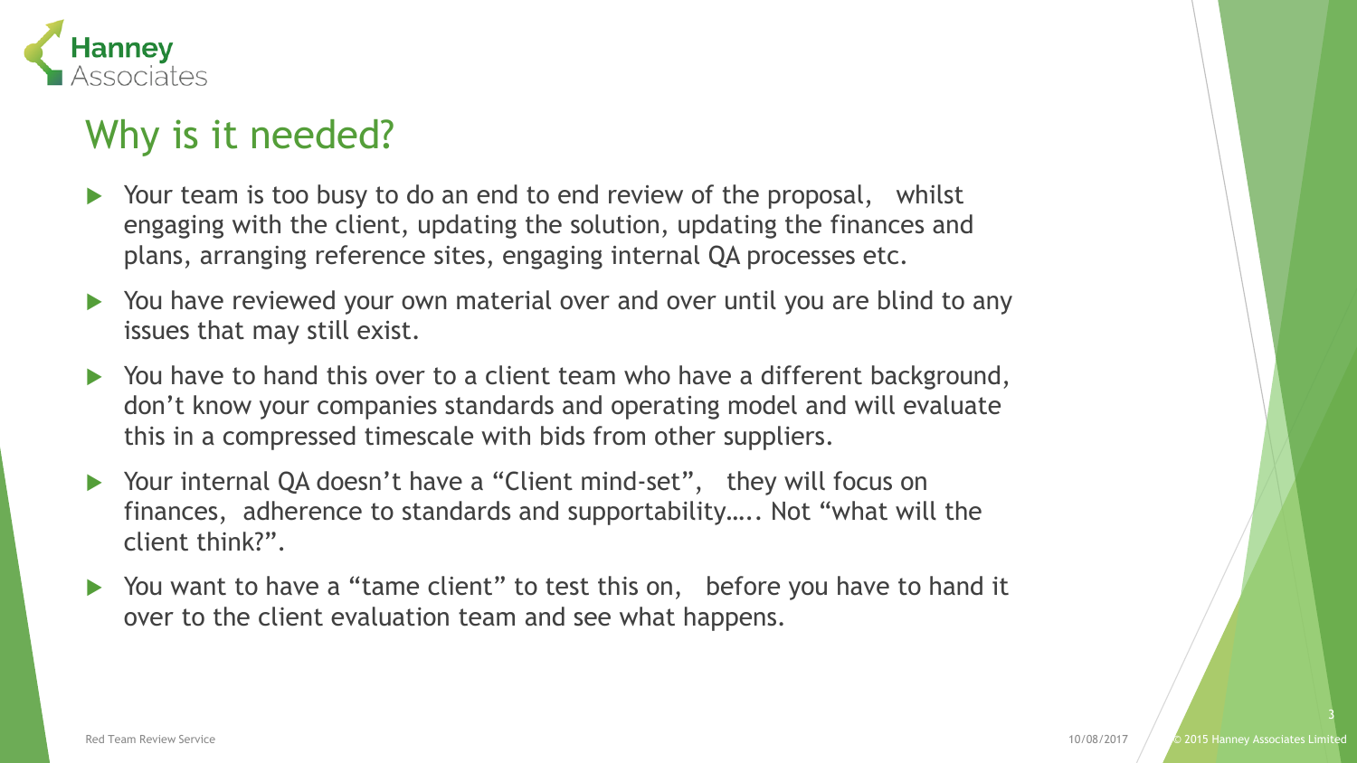## Why is it needed?

- Your team is too busy to do an end to end review of the proposal, whilst engaging with the client, updating the solution, updating the finances and plans, arranging reference sites, engaging internal QA processes etc.
- You have reviewed your own material over and over until you are blind to any issues that may still exist.
- You have to hand this over to a client team who have a different background, don't know your companies standards and operating model and will evaluate this in a compressed timescale with bids from other suppliers.
- Your internal QA doesn't have a "Client mind-set", they will focus on finances, adherence to standards and supportability….. Not "what will the client think?".
- You want to have a "tame client" to test this on, before you have to hand it over to the client evaluation team and see what happens.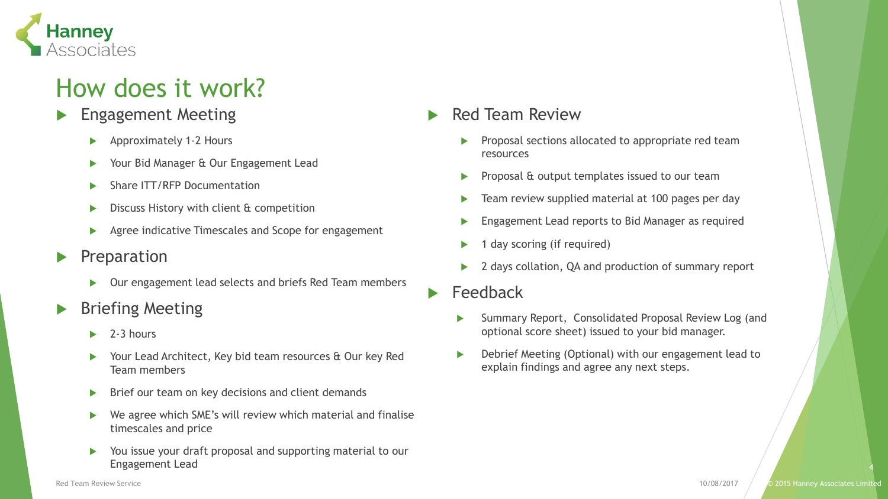# How does it work?

- Engagement Meeting
  - Approximately 1-2 Hours
  - Your Bid Manager & Our Engagement Lead
  - Share ITT/RFP Documentation
  - Discuss History with client & competition
  - Agree indicative Timescales and Scope for engagement
- Preparation
  - Our engagement lead selects and briefs Red Team members
- Briefing Meeting
  - 2-3 hours
  - Your Lead Architect, Key bid team resources & Our key Red Team members
  - Brief our team on key decisions and client demands
  - We agree which SME's will review which material and finalise timescales and price
  - You issue your draft proposal and supporting material to our Engagement Lead
- Red Team Review
  - Proposal sections allocated to appropriate red team resources
  - Proposal & output templates issued to our team
  - Team review supplied material at 100 pages per day
  - Engagement Lead reports to Bid Manager as required
  - 1 day scoring (if required)
  - 2 days collation, QA and production of summary report
- Feedback
  - Summary Report, Consolidated Proposal Review Log (and optional score sheet) issued to your bid manager.
  - Debrief Meeting (Optional) with our engagement lead to explain findings and agree any next steps.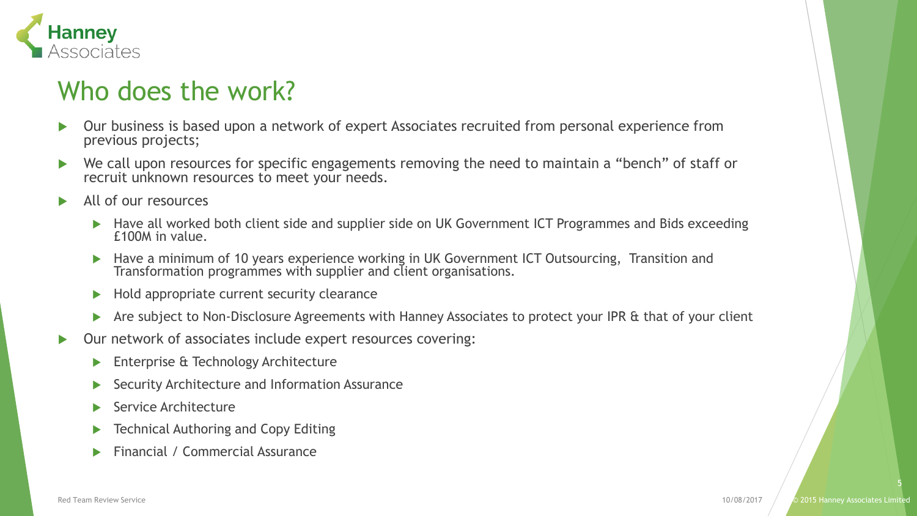# Who does the work?

- Our business is based upon a network of expert Associates recruited from personal experience from previous projects;
- We call upon resources for specific engagements removing the need to maintain a "bench" of staff or recruit unknown resources to meet your needs.
- All of our resources
  - Have all worked both client side and supplier side on UK Government ICT Programmes and Bids exceeding £100M in value.
  - Have a minimum of 10 years experience working in UK Government ICT Outsourcing, Transition and Transformation programmes with supplier and client organisations.
  - Hold appropriate current security clearance
  - Are subject to Non-Disclosure Agreements with Hanney Associates to protect your IPR & that of your client
- Our network of associates include expert resources covering:
  - Enterprise & Technology Architecture
  - Security Architecture and Information Assurance
  - Service Architecture
  - Technical Authoring and Copy Editing
  - Financial / Commercial Assurance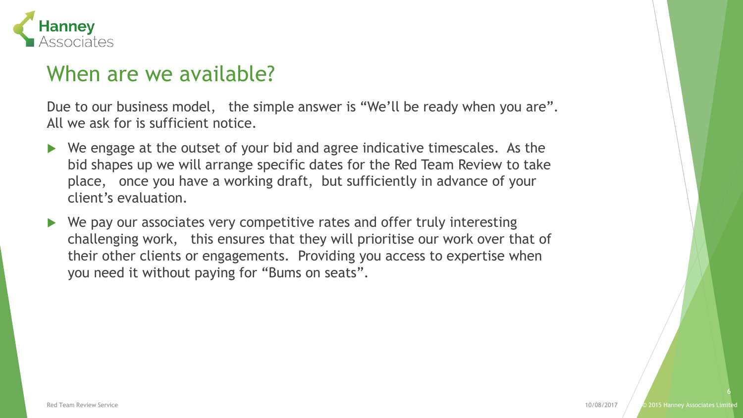## When are we available?

Due to our business model, the simple answer is "We'll be ready when you are". All we ask for is sufficient notice.

- We engage at the outset of your bid and agree indicative timescales. As the bid shapes up we will arrange specific dates for the Red Team Review to take place, once you have a working draft, but sufficiently in advance of your client's evaluation.
- We pay our associates very competitive rates and offer truly interesting challenging work, this ensures that they will prioritise our work over that of their other clients or engagements. Providing you access to expertise when you need it without paying for "Bums on seats".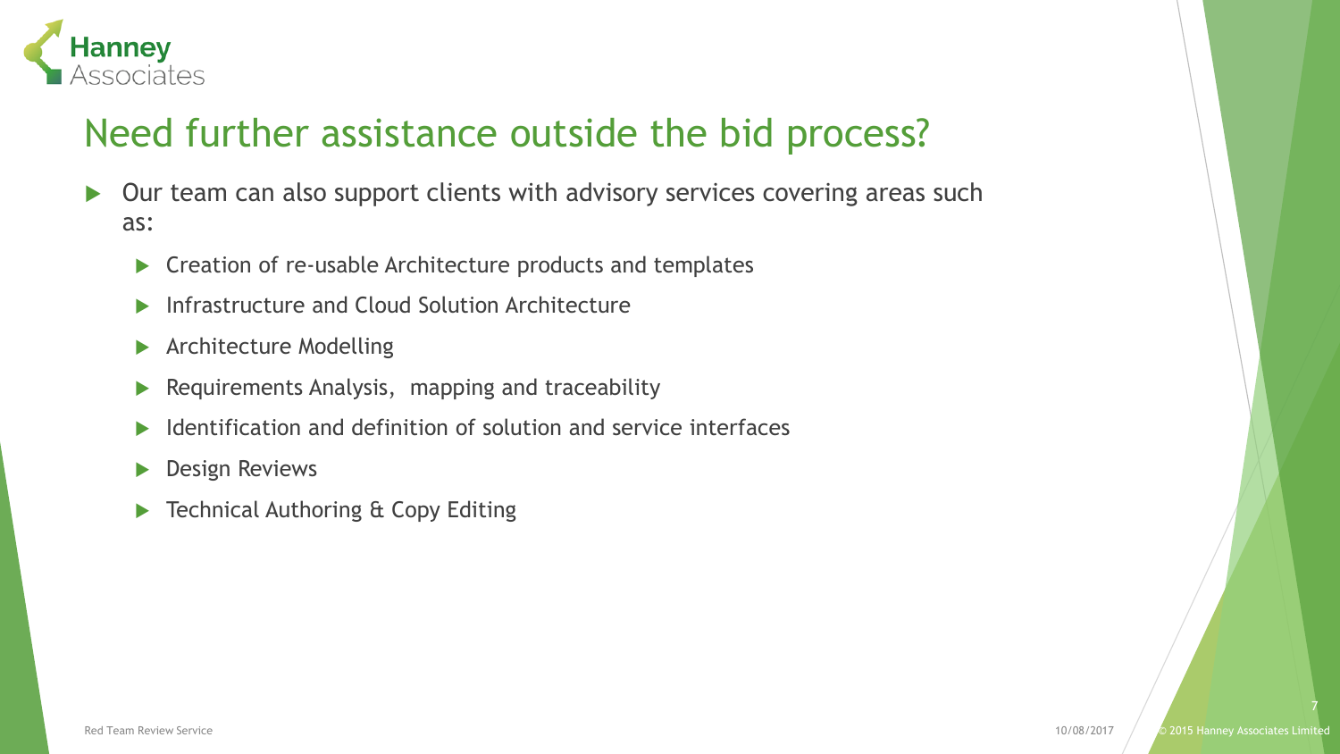# Need further assistance outside the bid process?

- Our team can also support clients with advisory services covering areas such as:
  - Creation of re-usable Architecture products and templates
  - Infrastructure and Cloud Solution Architecture
  - Architecture Modelling
  - Requirements Analysis, mapping and traceability
  - Identification and definition of solution and service interfaces
  - Design Reviews
  - Technical Authoring & Copy Editing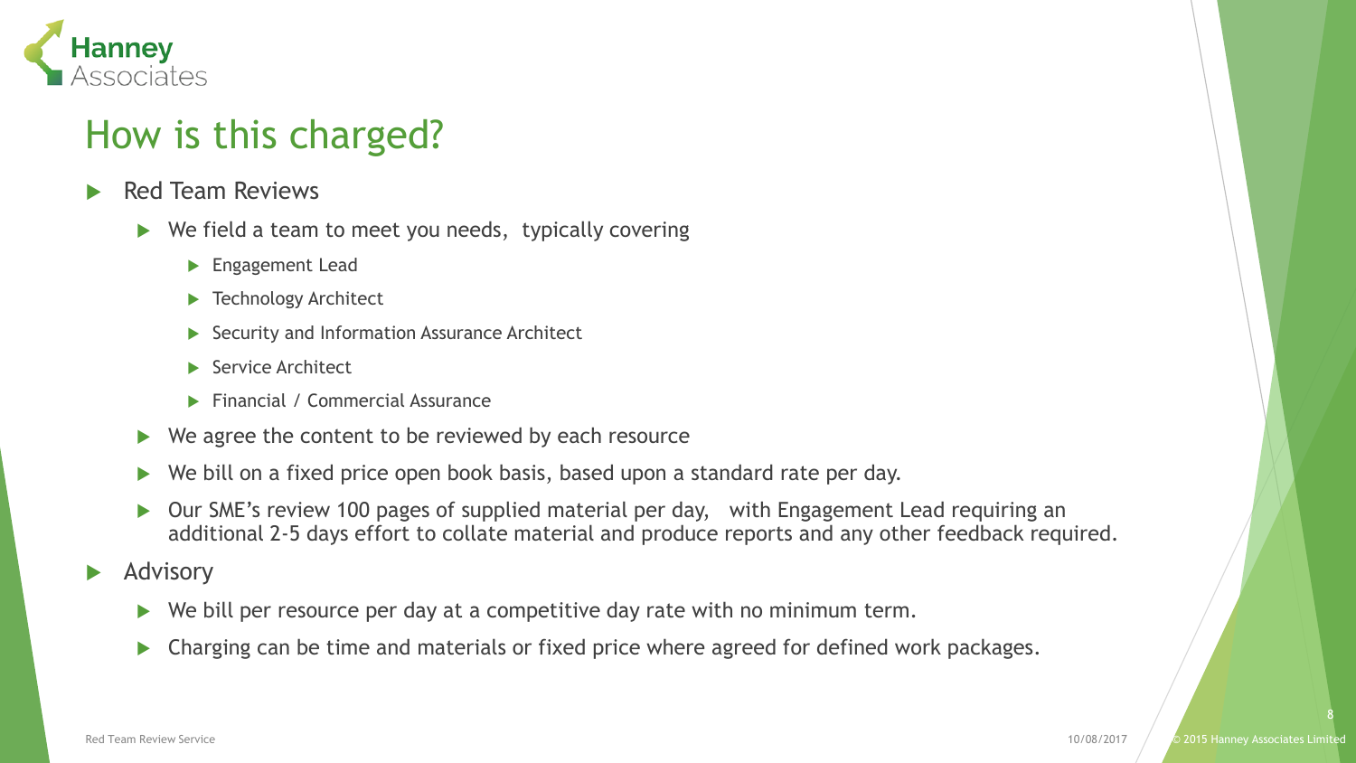# How is this charged?

- Red Team Reviews
  - We field a team to meet you needs, typically covering
    - Engagement Lead
    - Technology Architect
    - Security and Information Assurance Architect
    - Service Architect
    - Financial / Commercial Assurance
  - We agree the content to be reviewed by each resource
  - We bill on a fixed price open book basis, based upon a standard rate per day.
  - Our SME's review 100 pages of supplied material per day, with Engagement Lead requiring an additional 2-5 days effort to collate material and produce reports and any other feedback required.
- Advisory
  - We bill per resource per day at a competitive day rate with no minimum term.
  - Charging can be time and materials or fixed price where agreed for defined work packages.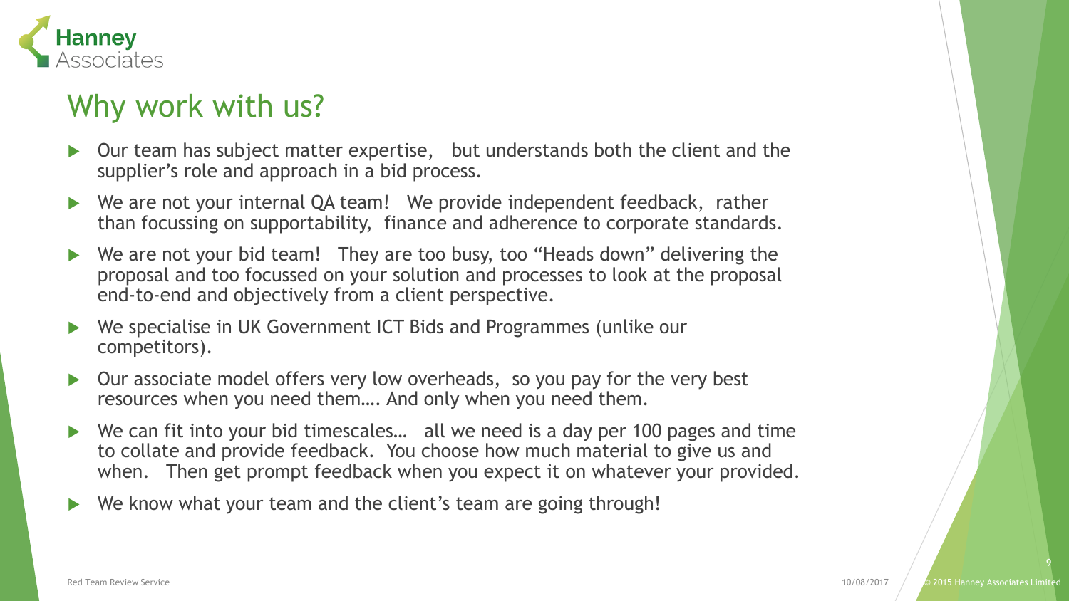# Why work with us?

- Our team has subject matter expertise, but understands both the client and the supplier's role and approach in a bid process.
- We are not your internal QA team! We provide independent feedback, rather than focussing on supportability, finance and adherence to corporate standards.
- We are not your bid team! They are too busy, too "Heads down" delivering the proposal and too focussed on your solution and processes to look at the proposal end-to-end and objectively from a client perspective.
- We specialise in UK Government ICT Bids and Programmes (unlike our competitors).
- Our associate model offers very low overheads, so you pay for the very best resources when you need them…. And only when you need them.
- We can fit into your bid timescales… all we need is a day per 100 pages and time to collate and provide feedback. You choose how much material to give us and when. Then get prompt feedback when you expect it on whatever your provided.
- We know what your team and the client's team are going through!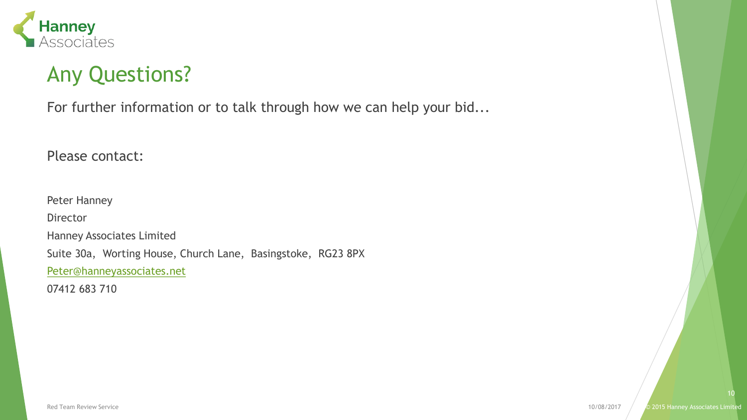# Any Questions?

For further information or to talk through how we can help your bid...

Please contact:

Peter Hanney

Director

Hanney Associates Limited

Suite 30a, Worting House, Church Lane, Basingstoke, RG23 8PX

Peter@hanneyassociates.net

07412 683 710